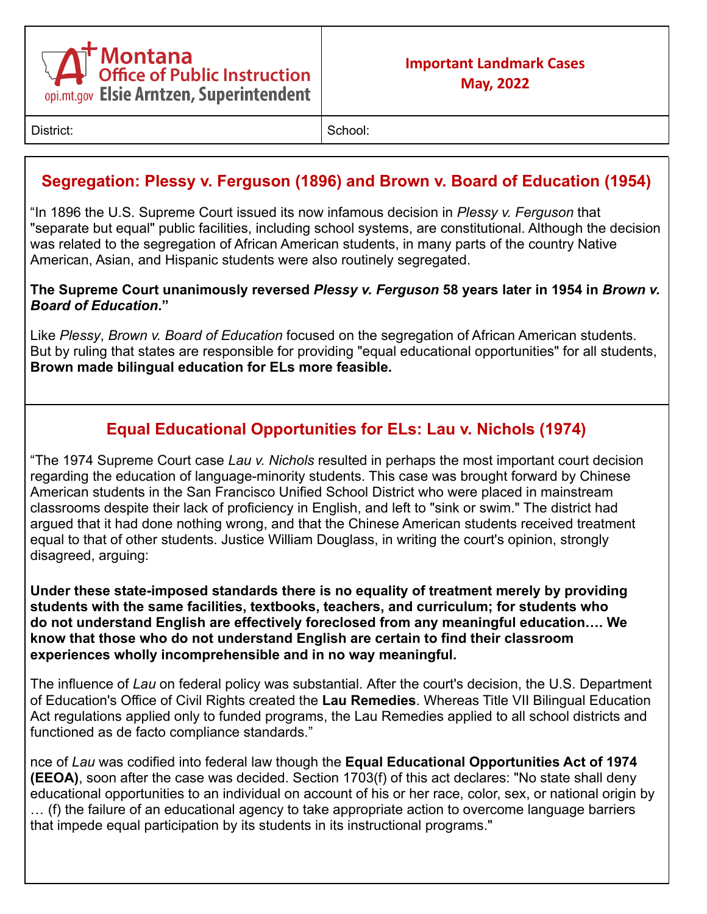| Montana Office of Public Instruction opi.mt.gov Elsie Arntzen, Superintendent | **Important Landmark Cases May, 2022** |
|---|---|
| District: | School: |

## Segregation: Plessy v. Ferguson (1896) and Brown v. Board of Education (1954)

"In 1896 the U.S. Supreme Court issued its now infamous decision in *Plessy v. Ferguson* that "separate but equal" public facilities, including school systems, are constitutional. Although the decision was related to the segregation of African American students, in many parts of the country Native American, Asian, and Hispanic students were also routinely segregated.

**The Supreme Court unanimously reversed *Plessy v. Ferguson* 58 years later in 1954 in *Brown v. Board of Education*."**

Like *Plessy*, *Brown v. Board of Education* focused on the segregation of African American students. But by ruling that states are responsible for providing "equal educational opportunities" for all students, **Brown made bilingual education for ELs more feasible.**

## Equal Educational Opportunities for ELs: Lau v. Nichols (1974)

"The 1974 Supreme Court case *Lau v. Nichols* resulted in perhaps the most important court decision regarding the education of language-minority students. This case was brought forward by Chinese American students in the San Francisco Unified School District who were placed in mainstream classrooms despite their lack of proficiency in English, and left to "sink or swim." The district had argued that it had done nothing wrong, and that the Chinese American students received treatment equal to that of other students. Justice William Douglass, in writing the court's opinion, strongly disagreed, arguing:

**Under these state-imposed standards there is no equality of treatment merely by providing students with the same facilities, textbooks, teachers, and curriculum; for students who do not understand English are effectively foreclosed from any meaningful education…. We know that those who do not understand English are certain to find their classroom experiences wholly incomprehensible and in no way meaningful.**

The influence of *Lau* on federal policy was substantial. After the court's decision, the U.S. Department of Education's Office of Civil Rights created the **Lau Remedies**. Whereas Title VII Bilingual Education Act regulations applied only to funded programs, the Lau Remedies applied to all school districts and functioned as de facto compliance standards."

nce of *Lau* was codified into federal law though the **Equal Educational Opportunities Act of 1974 (EEOA)**, soon after the case was decided. Section 1703(f) of this act declares: "No state shall deny educational opportunities to an individual on account of his or her race, color, sex, or national origin by … (f) the failure of an educational agency to take appropriate action to overcome language barriers that impede equal participation by its students in its instructional programs."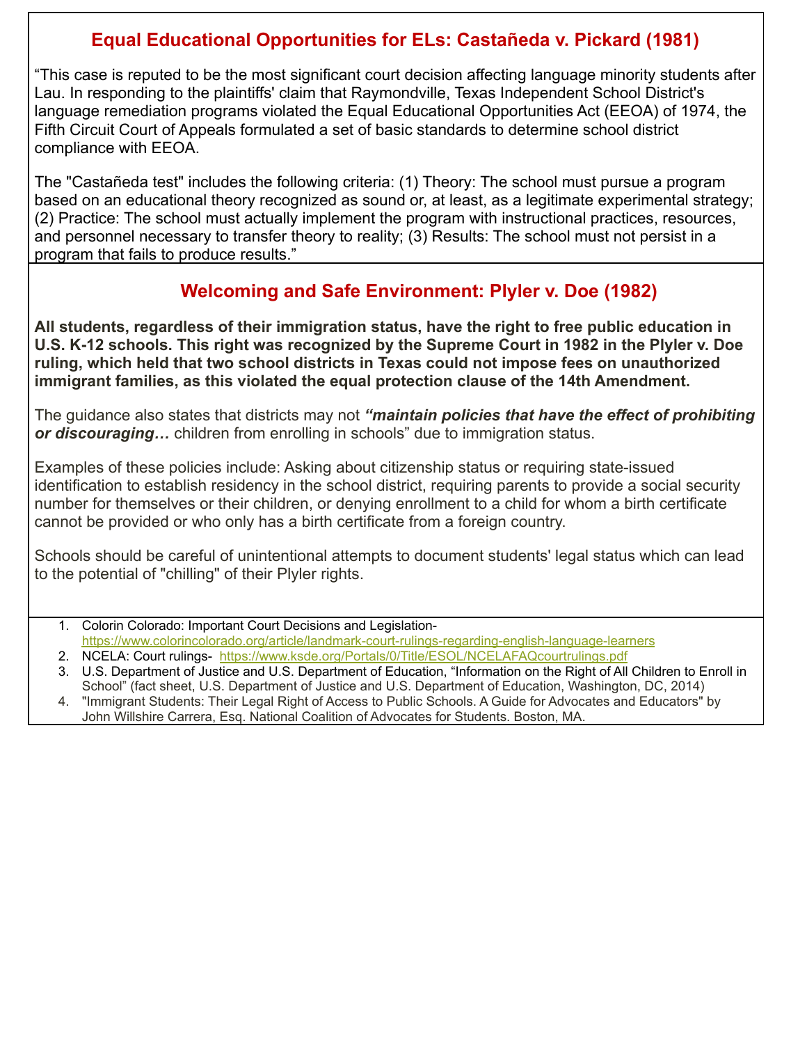## Equal Educational Opportunities for ELs: Castañeda v. Pickard (1981)

"This case is reputed to be the most significant court decision affecting language minority students after Lau. In responding to the plaintiffs' claim that Raymondville, Texas Independent School District's language remediation programs violated the Equal Educational Opportunities Act (EEOA) of 1974, the Fifth Circuit Court of Appeals formulated a set of basic standards to determine school district compliance with EEOA.

The "Castañeda test" includes the following criteria: (1) Theory: The school must pursue a program based on an educational theory recognized as sound or, at least, as a legitimate experimental strategy; (2) Practice: The school must actually implement the program with instructional practices, resources, and personnel necessary to transfer theory to reality; (3) Results: The school must not persist in a program that fails to produce results."

## Welcoming and Safe Environment: Plyler v. Doe (1982)

**All students, regardless of their immigration status, have the right to free public education in U.S. K-12 schools. This right was recognized by the Supreme Court in 1982 in the Plyler v. Doe ruling, which held that two school districts in Texas could not impose fees on unauthorized immigrant families, as this violated the equal protection clause of the 14th Amendment.**

The guidance also states that districts may not ***"maintain policies that have the effect of prohibiting or discouraging…*** children from enrolling in schools" due to immigration status.

Examples of these policies include: Asking about citizenship status or requiring state-issued identification to establish residency in the school district, requiring parents to provide a social security number for themselves or their children, or denying enrollment to a child for whom a birth certificate cannot be provided or who only has a birth certificate from a foreign country.

Schools should be careful of unintentional attempts to document students' legal status which can lead to the potential of "chilling" of their Plyler rights.

1. Colorin Colorado: Important Court Decisions and Legislation- https://www.colorincolorado.org/article/landmark-court-rulings-regarding-english-language-learners
2. NCELA: Court rulings- https://www.ksde.org/Portals/0/Title/ESOL/NCELAFAQcourtrulings.pdf
3. U.S. Department of Justice and U.S. Department of Education, "Information on the Right of All Children to Enroll in School" (fact sheet, U.S. Department of Justice and U.S. Department of Education, Washington, DC, 2014)
4. "Immigrant Students: Their Legal Right of Access to Public Schools. A Guide for Advocates and Educators" by John Willshire Carrera, Esq. National Coalition of Advocates for Students. Boston, MA.